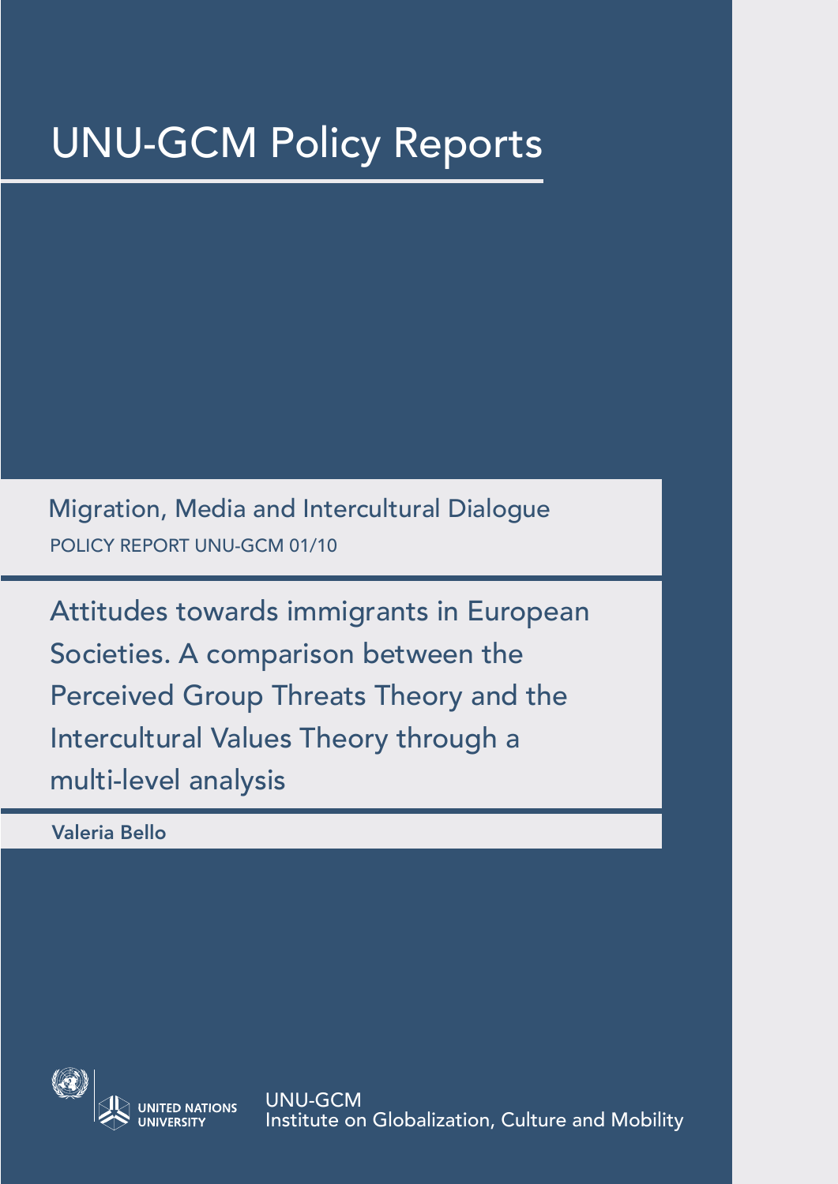# UNU-GCM Policy Reports

Migration, Media and Intercultural Dialogue

POLICY REPORT UNU-GCM 01/10

## Attitudes towards immigrants in European Societies. A comparison between the Perceived Group Threats Theory and the Intercultural Values Theory through a multi-level analysis

**Valeria Bello**

UNITED NATIONS UNIVERSITY

UNU-GCM
Institute on Globalization, Culture and Mobility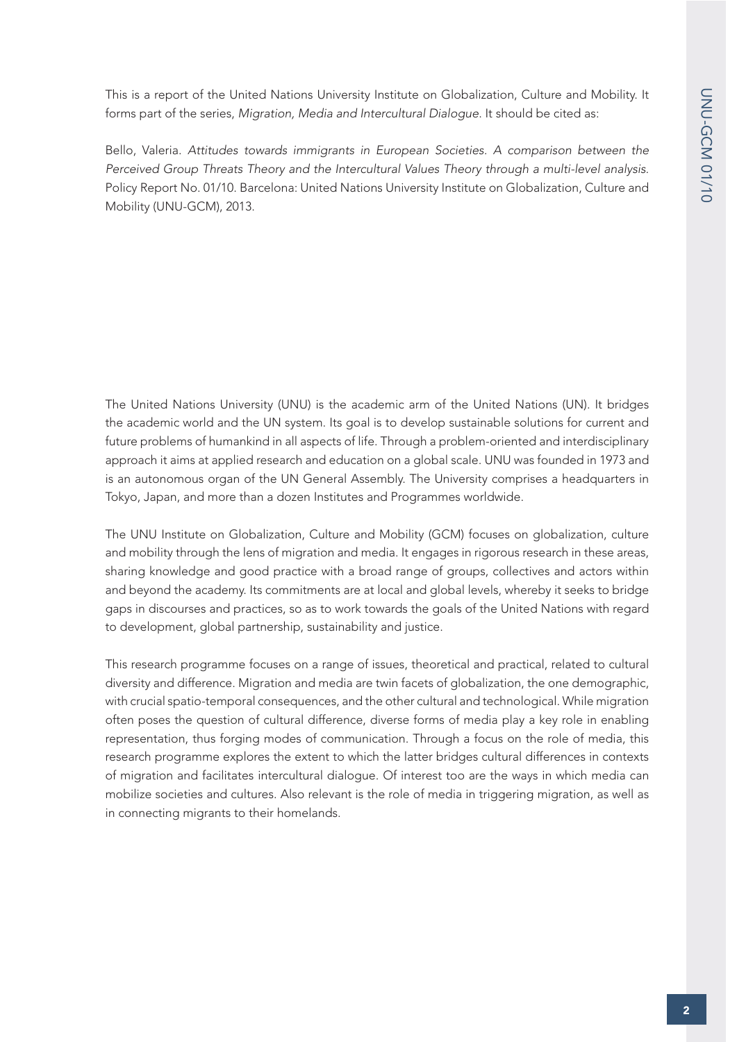This is a report of the United Nations University Institute on Globalization, Culture and Mobility. It forms part of the series, *Migration, Media and Intercultural Dialogue*. It should be cited as:

Bello, Valeria. *Attitudes towards immigrants in European Societies. A comparison between the Perceived Group Threats Theory and the Intercultural Values Theory through a multi-level analysis.* Policy Report No. 01/10. Barcelona: United Nations University Institute on Globalization, Culture and Mobility (UNU-GCM), 2013.

The United Nations University (UNU) is the academic arm of the United Nations (UN). It bridges the academic world and the UN system. Its goal is to develop sustainable solutions for current and future problems of humankind in all aspects of life. Through a problem-oriented and interdisciplinary approach it aims at applied research and education on a global scale. UNU was founded in 1973 and is an autonomous organ of the UN General Assembly. The University comprises a headquarters in Tokyo, Japan, and more than a dozen Institutes and Programmes worldwide.

The UNU Institute on Globalization, Culture and Mobility (GCM) focuses on globalization, culture and mobility through the lens of migration and media. It engages in rigorous research in these areas, sharing knowledge and good practice with a broad range of groups, collectives and actors within and beyond the academy. Its commitments are at local and global levels, whereby it seeks to bridge gaps in discourses and practices, so as to work towards the goals of the United Nations with regard to development, global partnership, sustainability and justice.

This research programme focuses on a range of issues, theoretical and practical, related to cultural diversity and difference. Migration and media are twin facets of globalization, the one demographic, with crucial spatio-temporal consequences, and the other cultural and technological. While migration often poses the question of cultural difference, diverse forms of media play a key role in enabling representation, thus forging modes of communication. Through a focus on the role of media, this research programme explores the extent to which the latter bridges cultural differences in contexts of migration and facilitates intercultural dialogue. Of interest too are the ways in which media can mobilize societies and cultures. Also relevant is the role of media in triggering migration, as well as in connecting migrants to their homelands.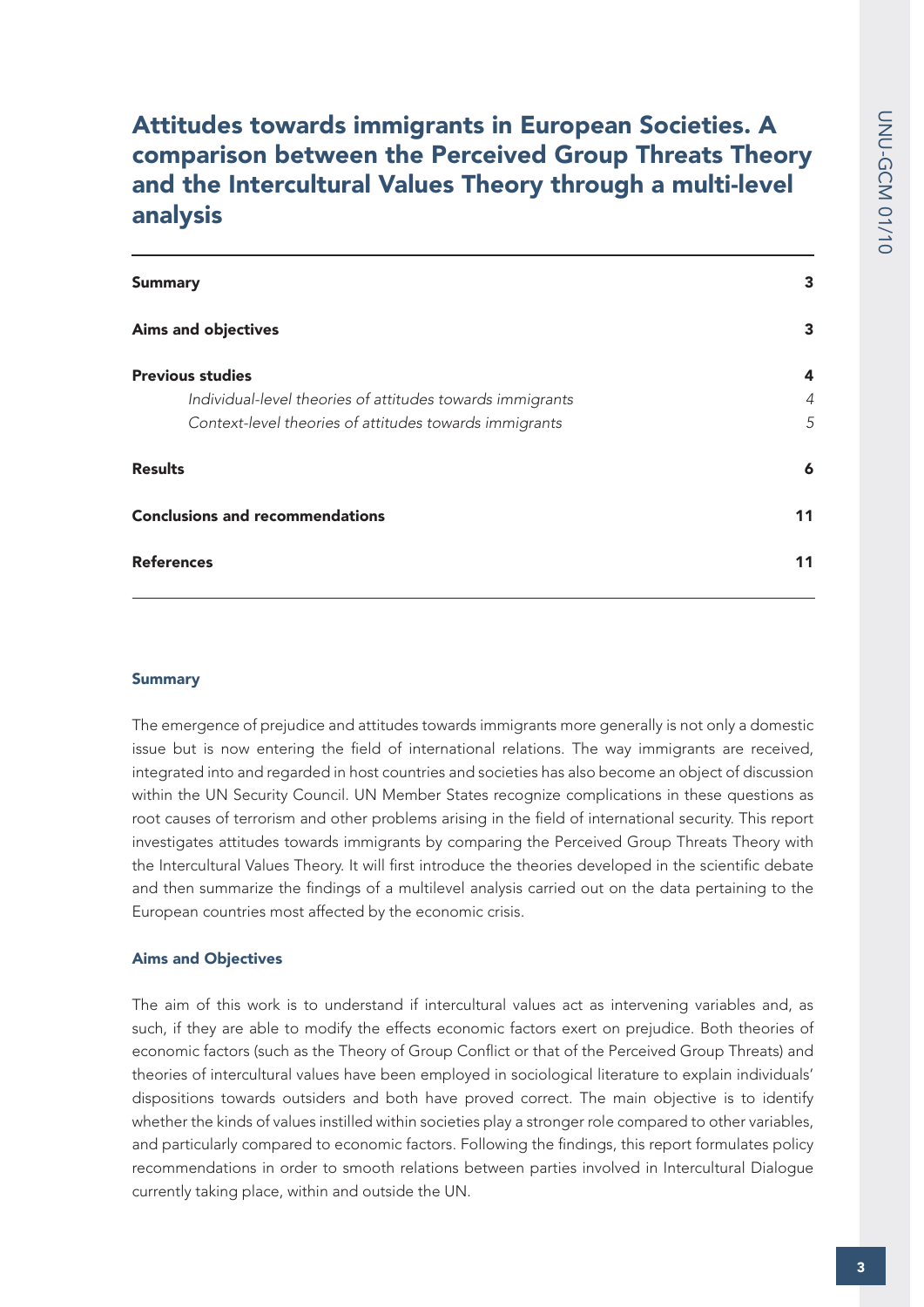# Attitudes towards immigrants in European Societies. A comparison between the Perceived Group Threats Theory and the Intercultural Values Theory through a multi-level analysis

| | |
|---|---|
| **Summary** | **3** |
| **Aims and objectives** | **3** |
| **Previous studies** | **4** |
| *Individual-level theories of attitudes towards immigrants* | *4* |
| *Context-level theories of attitudes towards immigrants* | *5* |
| **Results** | **6** |
| **Conclusions and recommendations** | **11** |
| **References** | **11** |

## Summary

The emergence of prejudice and attitudes towards immigrants more generally is not only a domestic issue but is now entering the field of international relations. The way immigrants are received, integrated into and regarded in host countries and societies has also become an object of discussion within the UN Security Council. UN Member States recognize complications in these questions as root causes of terrorism and other problems arising in the field of international security. This report investigates attitudes towards immigrants by comparing the Perceived Group Threats Theory with the Intercultural Values Theory. It will first introduce the theories developed in the scientific debate and then summarize the findings of a multilevel analysis carried out on the data pertaining to the European countries most affected by the economic crisis.

## Aims and Objectives

The aim of this work is to understand if intercultural values act as intervening variables and, as such, if they are able to modify the effects economic factors exert on prejudice. Both theories of economic factors (such as the Theory of Group Conflict or that of the Perceived Group Threats) and theories of intercultural values have been employed in sociological literature to explain individuals' dispositions towards outsiders and both have proved correct. The main objective is to identify whether the kinds of values instilled within societies play a stronger role compared to other variables, and particularly compared to economic factors. Following the findings, this report formulates policy recommendations in order to smooth relations between parties involved in Intercultural Dialogue currently taking place, within and outside the UN.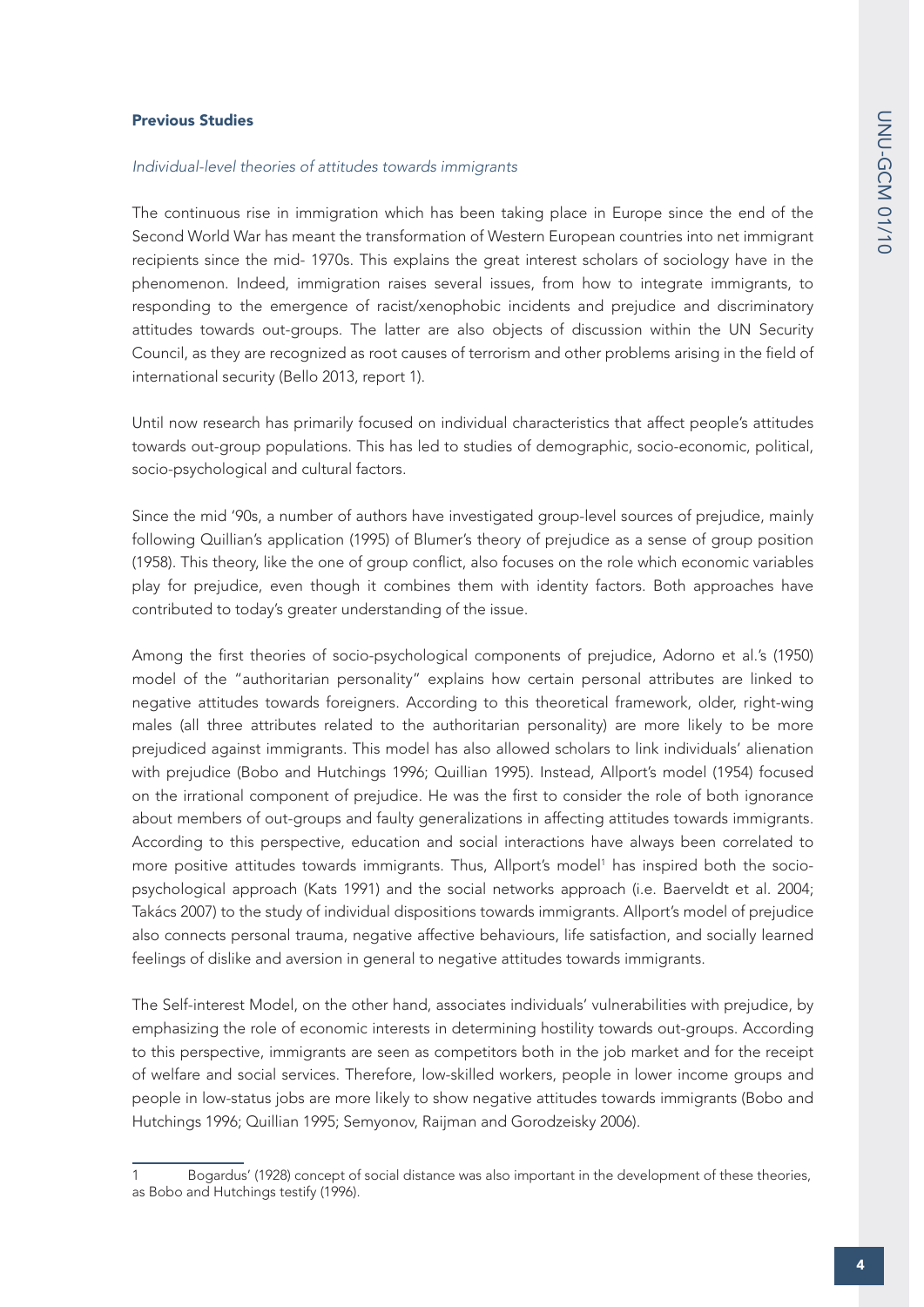## Previous Studies

*Individual-level theories of attitudes towards immigrants*

The continuous rise in immigration which has been taking place in Europe since the end of the Second World War has meant the transformation of Western European countries into net immigrant recipients since the mid- 1970s. This explains the great interest scholars of sociology have in the phenomenon. Indeed, immigration raises several issues, from how to integrate immigrants, to responding to the emergence of racist/xenophobic incidents and prejudice and discriminatory attitudes towards out-groups. The latter are also objects of discussion within the UN Security Council, as they are recognized as root causes of terrorism and other problems arising in the field of international security (Bello 2013, report 1).

Until now research has primarily focused on individual characteristics that affect people's attitudes towards out-group populations. This has led to studies of demographic, socio-economic, political, socio-psychological and cultural factors.

Since the mid '90s, a number of authors have investigated group-level sources of prejudice, mainly following Quillian's application (1995) of Blumer's theory of prejudice as a sense of group position (1958). This theory, like the one of group conflict, also focuses on the role which economic variables play for prejudice, even though it combines them with identity factors. Both approaches have contributed to today's greater understanding of the issue.

Among the first theories of socio-psychological components of prejudice, Adorno et al.'s (1950) model of the "authoritarian personality" explains how certain personal attributes are linked to negative attitudes towards foreigners. According to this theoretical framework, older, right-wing males (all three attributes related to the authoritarian personality) are more likely to be more prejudiced against immigrants. This model has also allowed scholars to link individuals' alienation with prejudice (Bobo and Hutchings 1996; Quillian 1995). Instead, Allport's model (1954) focused on the irrational component of prejudice. He was the first to consider the role of both ignorance about members of out-groups and faulty generalizations in affecting attitudes towards immigrants. According to this perspective, education and social interactions have always been correlated to more positive attitudes towards immigrants. Thus, Allport's model[1] has inspired both the socio-psychological approach (Kats 1991) and the social networks approach (i.e. Baerveldt et al. 2004; Takács 2007) to the study of individual dispositions towards immigrants. Allport's model of prejudice also connects personal trauma, negative affective behaviours, life satisfaction, and socially learned feelings of dislike and aversion in general to negative attitudes towards immigrants.

The Self-interest Model, on the other hand, associates individuals' vulnerabilities with prejudice, by emphasizing the role of economic interests in determining hostility towards out-groups. According to this perspective, immigrants are seen as competitors both in the job market and for the receipt of welfare and social services. Therefore, low-skilled workers, people in lower income groups and people in low-status jobs are more likely to show negative attitudes towards immigrants (Bobo and Hutchings 1996; Quillian 1995; Semyonov, Raijman and Gorodzeisky 2006).

---

[1] Bogardus' (1928) concept of social distance was also important in the development of these theories, as Bobo and Hutchings testify (1996).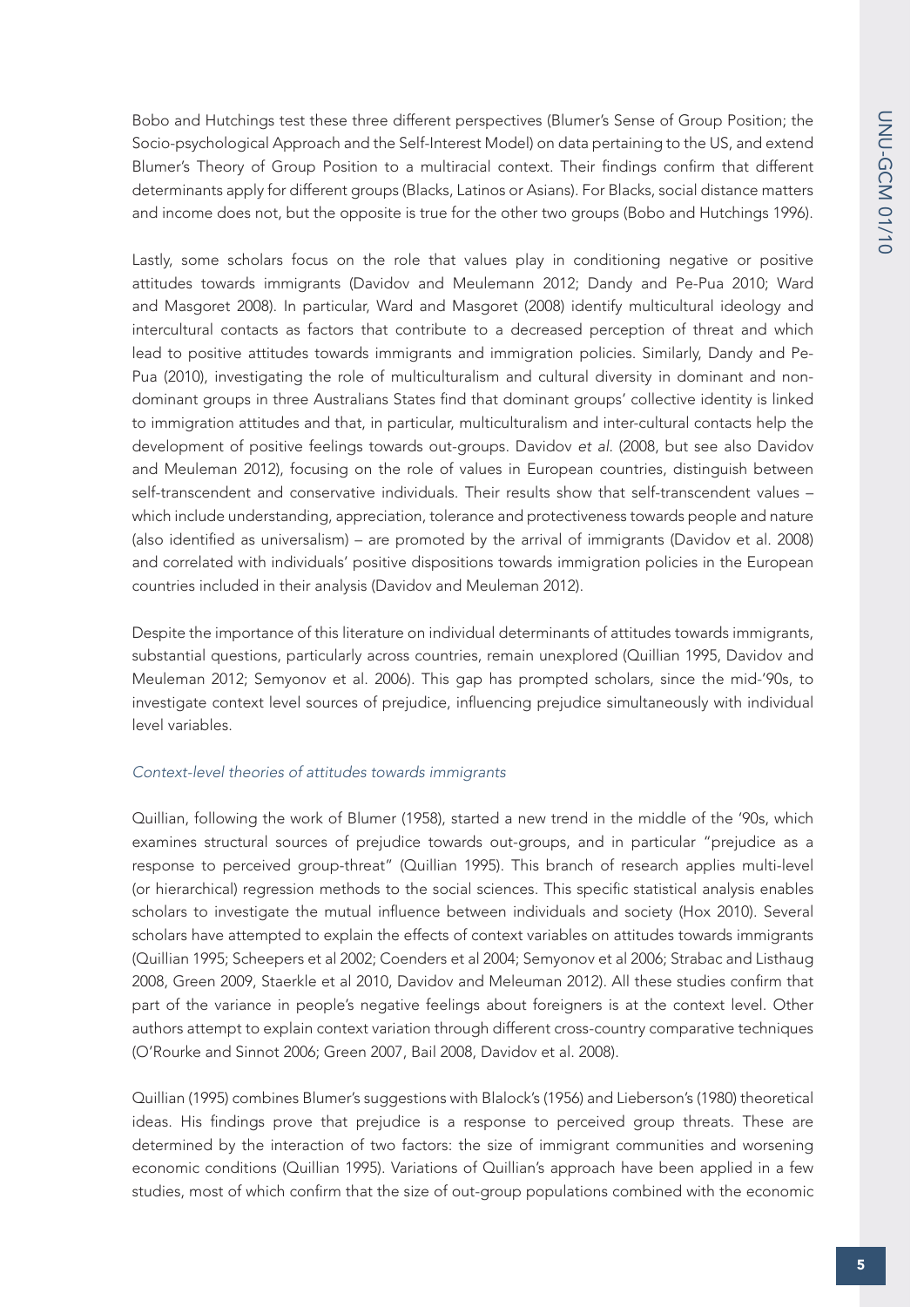Bobo and Hutchings test these three different perspectives (Blumer's Sense of Group Position; the Socio-psychological Approach and the Self-Interest Model) on data pertaining to the US, and extend Blumer's Theory of Group Position to a multiracial context. Their findings confirm that different determinants apply for different groups (Blacks, Latinos or Asians). For Blacks, social distance matters and income does not, but the opposite is true for the other two groups (Bobo and Hutchings 1996).

Lastly, some scholars focus on the role that values play in conditioning negative or positive attitudes towards immigrants (Davidov and Meulemann 2012; Dandy and Pe-Pua 2010; Ward and Masgoret 2008). In particular, Ward and Masgoret (2008) identify multicultural ideology and intercultural contacts as factors that contribute to a decreased perception of threat and which lead to positive attitudes towards immigrants and immigration policies. Similarly, Dandy and Pe-Pua (2010), investigating the role of multiculturalism and cultural diversity in dominant and non-dominant groups in three Australians States find that dominant groups' collective identity is linked to immigration attitudes and that, in particular, multiculturalism and inter-cultural contacts help the development of positive feelings towards out-groups. Davidov *et al.* (2008, but see also Davidov and Meuleman 2012), focusing on the role of values in European countries, distinguish between self-transcendent and conservative individuals. Their results show that self-transcendent values – which include understanding, appreciation, tolerance and protectiveness towards people and nature (also identified as universalism) – are promoted by the arrival of immigrants (Davidov et al. 2008) and correlated with individuals' positive dispositions towards immigration policies in the European countries included in their analysis (Davidov and Meuleman 2012).

Despite the importance of this literature on individual determinants of attitudes towards immigrants, substantial questions, particularly across countries, remain unexplored (Quillian 1995, Davidov and Meuleman 2012; Semyonov et al. 2006). This gap has prompted scholars, since the mid-'90s, to investigate context level sources of prejudice, influencing prejudice simultaneously with individual level variables.

*Context-level theories of attitudes towards immigrants*

Quillian, following the work of Blumer (1958), started a new trend in the middle of the '90s, which examines structural sources of prejudice towards out-groups, and in particular "prejudice as a response to perceived group-threat" (Quillian 1995). This branch of research applies multi-level (or hierarchical) regression methods to the social sciences. This specific statistical analysis enables scholars to investigate the mutual influence between individuals and society (Hox 2010). Several scholars have attempted to explain the effects of context variables on attitudes towards immigrants (Quillian 1995; Scheepers et al 2002; Coenders et al 2004; Semyonov et al 2006; Strabac and Listhaug 2008, Green 2009, Staerkle et al 2010, Davidov and Meleuman 2012). All these studies confirm that part of the variance in people's negative feelings about foreigners is at the context level. Other authors attempt to explain context variation through different cross-country comparative techniques (O'Rourke and Sinnot 2006; Green 2007, Bail 2008, Davidov et al. 2008).

Quillian (1995) combines Blumer's suggestions with Blalock's (1956) and Lieberson's (1980) theoretical ideas. His findings prove that prejudice is a response to perceived group threats. These are determined by the interaction of two factors: the size of immigrant communities and worsening economic conditions (Quillian 1995). Variations of Quillian's approach have been applied in a few studies, most of which confirm that the size of out-group populations combined with the economic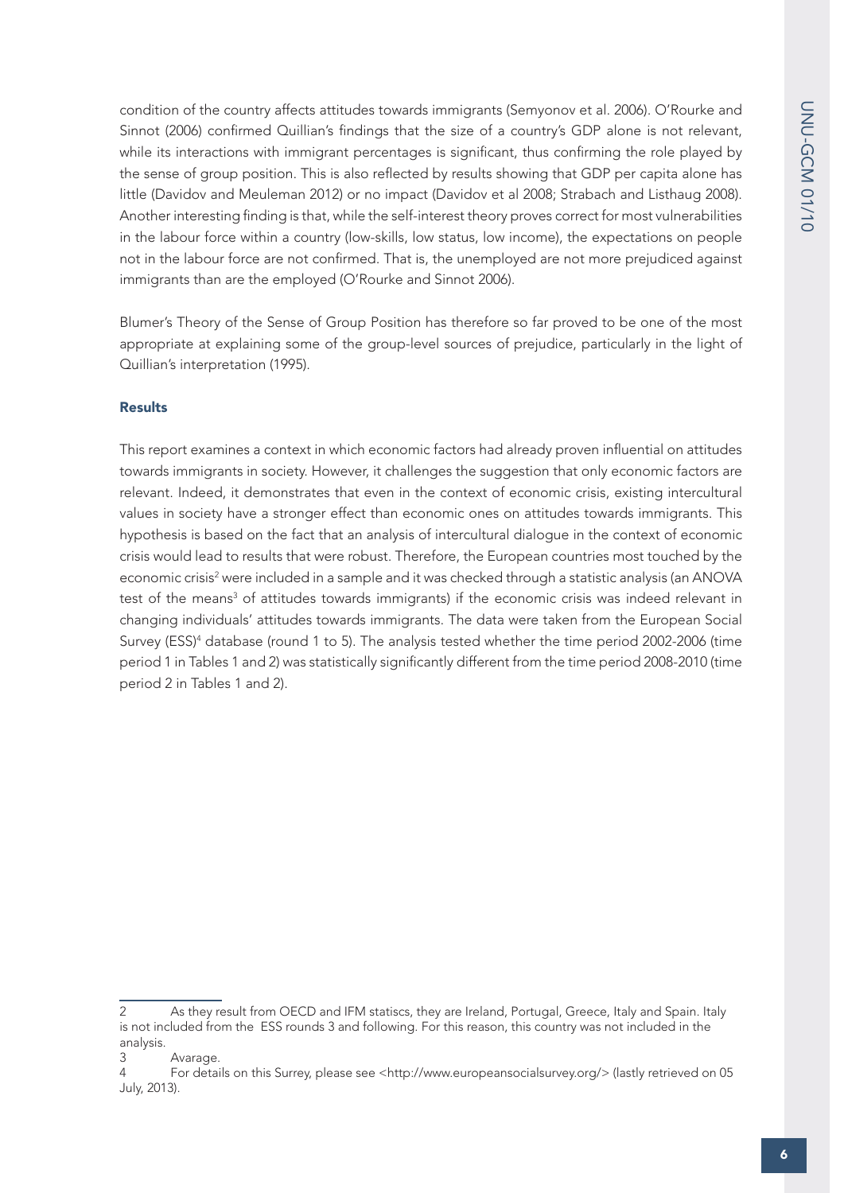condition of the country affects attitudes towards immigrants (Semyonov et al. 2006). O'Rourke and Sinnot (2006) confirmed Quillian's findings that the size of a country's GDP alone is not relevant, while its interactions with immigrant percentages is significant, thus confirming the role played by the sense of group position. This is also reflected by results showing that GDP per capita alone has little (Davidov and Meuleman 2012) or no impact (Davidov et al 2008; Strabach and Listhaug 2008). Another interesting finding is that, while the self-interest theory proves correct for most vulnerabilities in the labour force within a country (low-skills, low status, low income), the expectations on people not in the labour force are not confirmed. That is, the unemployed are not more prejudiced against immigrants than are the employed (O'Rourke and Sinnot 2006).

Blumer's Theory of the Sense of Group Position has therefore so far proved to be one of the most appropriate at explaining some of the group-level sources of prejudice, particularly in the light of Quillian's interpretation (1995).

### Results

This report examines a context in which economic factors had already proven influential on attitudes towards immigrants in society. However, it challenges the suggestion that only economic factors are relevant. Indeed, it demonstrates that even in the context of economic crisis, existing intercultural values in society have a stronger effect than economic ones on attitudes towards immigrants. This hypothesis is based on the fact that an analysis of intercultural dialogue in the context of economic crisis would lead to results that were robust. Therefore, the European countries most touched by the economic crisis[2] were included in a sample and it was checked through a statistic analysis (an ANOVA test of the means[3] of attitudes towards immigrants) if the economic crisis was indeed relevant in changing individuals' attitudes towards immigrants. The data were taken from the European Social Survey (ESS)[4] database (round 1 to 5). The analysis tested whether the time period 2002-2006 (time period 1 in Tables 1 and 2) was statistically significantly different from the time period 2008-2010 (time period 2 in Tables 1 and 2).

---

2 As they result from OECD and IFM statiscs, they are Ireland, Portugal, Greece, Italy and Spain. Italy is not included from the ESS rounds 3 and following. For this reason, this country was not included in the analysis.

3 Avarage.

4 For details on this Surrey, please see <http://www.europeansocialsurvey.org/> (lastly retrieved on 05 July, 2013).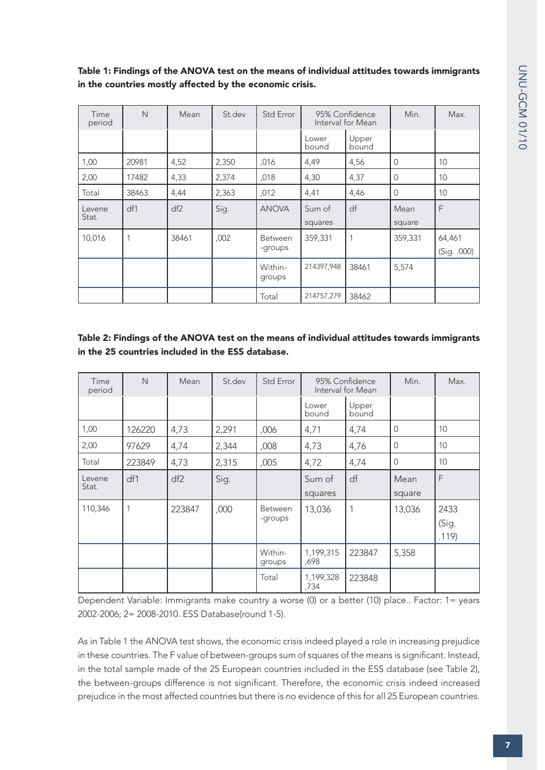**Table 1: Findings of the ANOVA test on the means of individual attitudes towards immigrants in the countries mostly affected by the economic crisis.**

| Time period | N | Mean | St.dev | Std Error | 95% Confidence Interval for Mean | | Min. | Max. |
|---|---|---|---|---|---|---|---|---|
| | | | | | Lower bound | Upper bound | | |
| 1,00 | 20981 | 4,52 | 2,350 | ,016 | 4,49 | 4,56 | 0 | 10 |
| 2,00 | 17482 | 4,33 | 2,374 | ,018 | 4,30 | 4,37 | 0 | 10 |
| Total | 38463 | 4,44 | 2,363 | ,012 | 4,41 | 4,46 | 0 | 10 |
| Levene Stat. | df1 | df2 | Sig. | ANOVA | Sum of squares | df | Mean square | F |
| 10,016 | 1 | 38461 | ,002 | Between -groups | 359,331 | 1 | 359,331 | 64,461 (Sig. .000) |
| | | | | Within-groups | 214397,948 | 38461 | 5,574 | |
| | | | | Total | 214757,279 | 38462 | | |

**Table 2: Findings of the ANOVA test on the means of individual attitudes towards immigrants in the 25 countries included in the ESS database.**

| Time period | N | Mean | St.dev | Std Error | 95% Confidence Interval for Mean | | Min. | Max. |
|---|---|---|---|---|---|---|---|---|
| | | | | | Lower bound | Upper bound | | |
| 1,00 | 126220 | 4,73 | 2,291 | ,006 | 4,71 | 4,74 | 0 | 10 |
| 2,00 | 97629 | 4,74 | 2,344 | ,008 | 4,73 | 4,76 | 0 | 10 |
| Total | 223849 | 4,73 | 2,315 | ,005 | 4,72 | 4,74 | 0 | 10 |
| Levene Stat. | df1 | df2 | Sig. | | Sum of squares | df | Mean square | F |
| 110,346 | 1 | 223847 | ,000 | Between -groups | 13,036 | 1 | 13,036 | 2433 (Sig. .119) |
| | | | | Within-groups | 1,199,315 ,698 | 223847 | 5,358 | |
| | | | | Total | 1,199,328 ,734 | 223848 | | |

Dependent Variable: Immigrants make country a worse (0) or a better (10) place.. Factor: 1= years 2002-2006; 2= 2008-2010. ESS Database(round 1-5).

As in Table 1 the ANOVA test shows, the economic crisis indeed played a role in increasing prejudice in these countries. The F value of between-groups sum of squares of the means is significant. Instead, in the total sample made of the 25 European countries included in the ESS database (see Table 2), the between-groups difference is not significant. Therefore, the economic crisis indeed increased prejudice in the most affected countries but there is no evidence of this for all 25 European countries.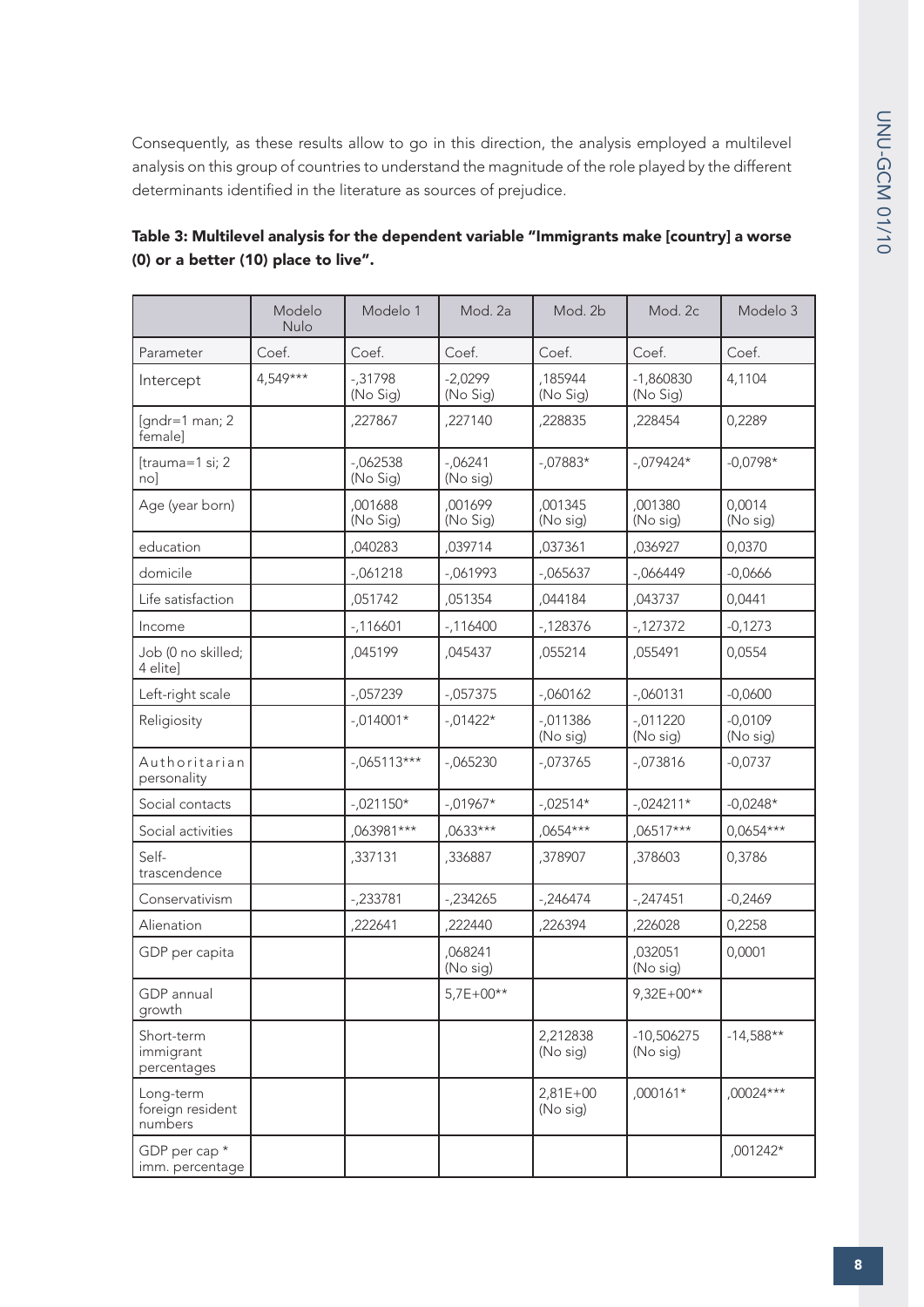Consequently, as these results allow to go in this direction, the analysis employed a multilevel analysis on this group of countries to understand the magnitude of the role played by the different determinants identified in the literature as sources of prejudice.

**Table 3: Multilevel analysis for the dependent variable "Immigrants make [country] a worse (0) or a better (10) place to live".**

| | Modelo Nulo | Modelo 1 | Mod. 2a | Mod. 2b | Mod. 2c | Modelo 3 |
|---|---|---|---|---|---|---|
| Parameter | Coef. | Coef. | Coef. | Coef. | Coef. | Coef. |
| Intercept | 4,549*** | -,31798 (No Sig) | -2,0299 (No Sig) | ,185944 (No Sig) | -1,860830 (No Sig) | 4,1104 |
| [gndr=1 man; 2 female] | | ,227867 | ,227140 | ,228835 | ,228454 | 0,2289 |
| [trauma=1 si; 2 no] | | -,062538 (No Sig) | -,06241 (No sig) | -,07883* | -,079424* | -0,0798* |
| Age (year born) | | ,001688 (No Sig) | ,001699 (No Sig) | ,001345 (No sig) | ,001380 (No sig) | 0,0014 (No sig) |
| education | | ,040283 | ,039714 | ,037361 | ,036927 | 0,0370 |
| domicile | | -,061218 | -,061993 | -,065637 | -,066449 | -0,0666 |
| Life satisfaction | | ,051742 | ,051354 | ,044184 | ,043737 | 0,0441 |
| Income | | -,116601 | -,116400 | -,128376 | -,127372 | -0,1273 |
| Job (0 no skilled; 4 elite] | | ,045199 | ,045437 | ,055214 | ,055491 | 0,0554 |
| Left-right scale | | -,057239 | -,057375 | -,060162 | -,060131 | -0,0600 |
| Religiosity | | -,014001* | -,01422* | -,011386 (No sig) | -,011220 (No sig) | -0,0109 (No sig) |
| Authoritarian personality | | -,065113*** | -,065230 | -,073765 | -,073816 | -0,0737 |
| Social contacts | | -,021150* | -,01967* | -,02514* | -,024211* | -0,0248* |
| Social activities | | ,063981*** | ,0633*** | ,0654*** | ,06517*** | 0,0654*** |
| Self-trascendence | | ,337131 | ,336887 | ,378907 | ,378603 | 0,3786 |
| Conservativism | | -,233781 | -,234265 | -,246474 | -,247451 | -0,2469 |
| Alienation | | ,222641 | ,222440 | ,226394 | ,226028 | 0,2258 |
| GDP per capita | | | ,068241 (No sig) | | ,032051 (No sig) | 0,0001 |
| GDP annual growth | | | 5,7E+00** | | 9,32E+00** | |
| Short-term immigrant percentages | | | | 2,212838 (No sig) | -10,506275 (No sig) | -14,588** |
| Long-term foreign resident numbers | | | | 2,81E+00 (No sig) | ,000161* | ,00024*** |
| GDP per cap * imm. percentage | | | | | | ,001242* |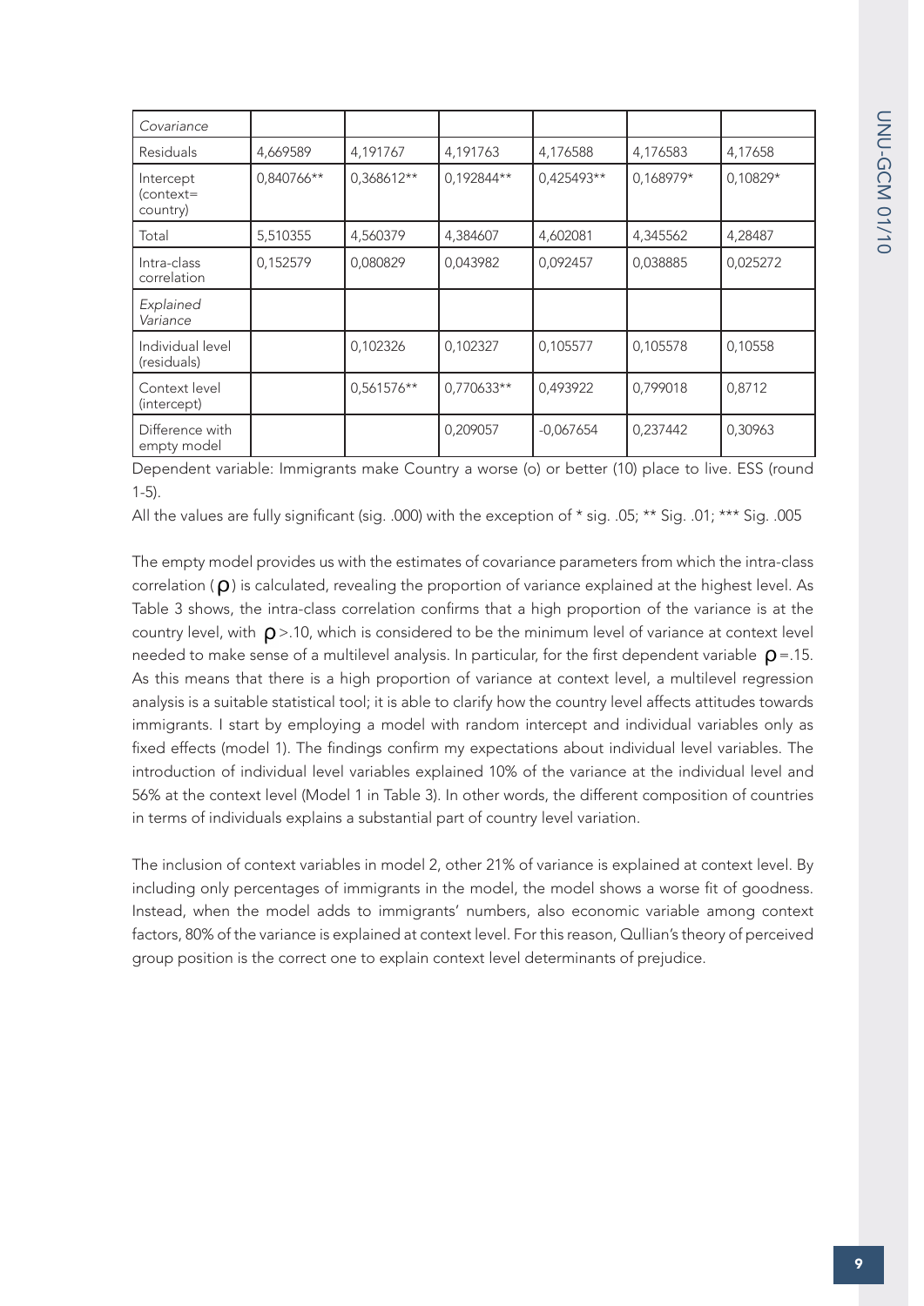| *Covariance* | | | | | | |
|---|---|---|---|---|---|---|
| Residuals | 4,669589 | 4,191767 | 4,191763 | 4,176588 | 4,176583 | 4,17658 |
| Intercept (context= country) | 0,840766** | 0,368612** | 0,192844** | 0,425493** | 0,168979* | 0,10829* |
| Total | 5,510355 | 4,560379 | 4,384607 | 4,602081 | 4,345562 | 4,28487 |
| Intra-class correlation | 0,152579 | 0,080829 | 0,043982 | 0,092457 | 0,038885 | 0,025272 |
| *Explained Variance* | | | | | | |
| Individual level (residuals) | | 0,102326 | 0,102327 | 0,105577 | 0,105578 | 0,10558 |
| Context level (intercept) | | 0,561576** | 0,770633** | 0,493922 | 0,799018 | 0,8712 |
| Difference with empty model | | | 0,209057 | -0,067654 | 0,237442 | 0,30963 |

Dependent variable: Immigrants make Country a worse (o) or better (10) place to live. ESS (round 1-5).

All the values are fully significant (sig. .000) with the exception of * sig. .05; ** Sig. .01; *** Sig. .005

The empty model provides us with the estimates of covariance parameters from which the intra-class correlation ($\rho$) is calculated, revealing the proportion of variance explained at the highest level. As Table 3 shows, the intra-class correlation confirms that a high proportion of the variance is at the country level, with $\rho$>.10, which is considered to be the minimum level of variance at context level needed to make sense of a multilevel analysis. In particular, for the first dependent variable $\rho$=.15. As this means that there is a high proportion of variance at context level, a multilevel regression analysis is a suitable statistical tool; it is able to clarify how the country level affects attitudes towards immigrants. I start by employing a model with random intercept and individual variables only as fixed effects (model 1). The findings confirm my expectations about individual level variables. The introduction of individual level variables explained 10% of the variance at the individual level and 56% at the context level (Model 1 in Table 3). In other words, the different composition of countries in terms of individuals explains a substantial part of country level variation.

The inclusion of context variables in model 2, other 21% of variance is explained at context level. By including only percentages of immigrants in the model, the model shows a worse fit of goodness. Instead, when the model adds to immigrants' numbers, also economic variable among context factors, 80% of the variance is explained at context level. For this reason, Qullian's theory of perceived group position is the correct one to explain context level determinants of prejudice.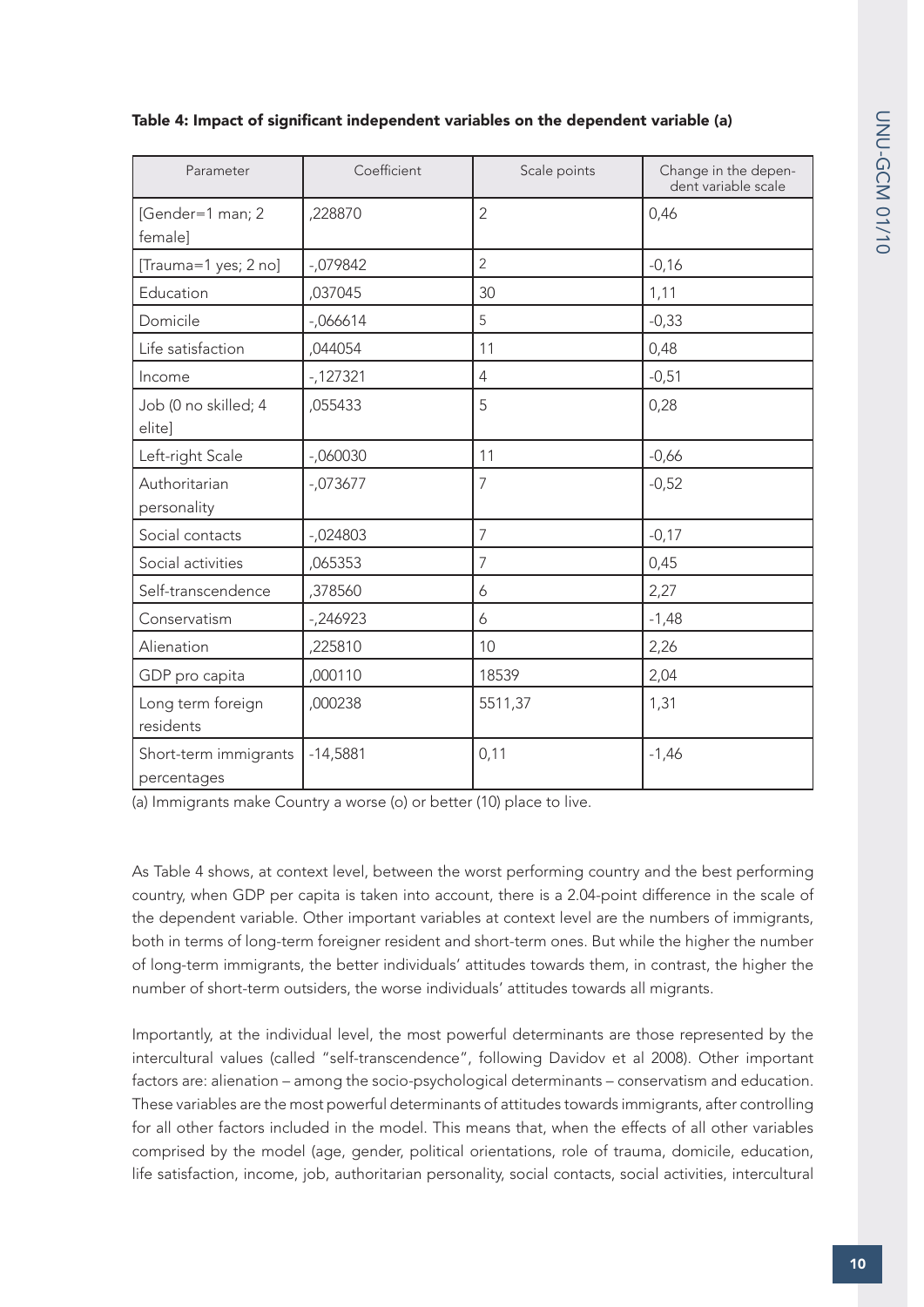**Table 4: Impact of significant independent variables on the dependent variable (a)**

| Parameter | Coefficient | Scale points | Change in the dependent variable scale |
|---|---|---|---|
| [Gender=1 man; 2 female] | ,228870 | 2 | 0,46 |
| [Trauma=1 yes; 2 no] | -,079842 | 2 | -0,16 |
| Education | ,037045 | 30 | 1,11 |
| Domicile | -,066614 | 5 | -0,33 |
| Life satisfaction | ,044054 | 11 | 0,48 |
| Income | -,127321 | 4 | -0,51 |
| Job (0 no skilled; 4 elite] | ,055433 | 5 | 0,28 |
| Left-right Scale | -,060030 | 11 | -0,66 |
| Authoritarian personality | -,073677 | 7 | -0,52 |
| Social contacts | -,024803 | 7 | -0,17 |
| Social activities | ,065353 | 7 | 0,45 |
| Self-transcendence | ,378560 | 6 | 2,27 |
| Conservatism | -,246923 | 6 | -1,48 |
| Alienation | ,225810 | 10 | 2,26 |
| GDP pro capita | ,000110 | 18539 | 2,04 |
| Long term foreign residents | ,000238 | 5511,37 | 1,31 |
| Short-term immigrants percentages | -14,5881 | 0,11 | -1,46 |

(a) Immigrants make Country a worse (o) or better (10) place to live.

As Table 4 shows, at context level, between the worst performing country and the best performing country, when GDP per capita is taken into account, there is a 2.04-point difference in the scale of the dependent variable. Other important variables at context level are the numbers of immigrants, both in terms of long-term foreigner resident and short-term ones. But while the higher the number of long-term immigrants, the better individuals' attitudes towards them, in contrast, the higher the number of short-term outsiders, the worse individuals' attitudes towards all migrants.

Importantly, at the individual level, the most powerful determinants are those represented by the intercultural values (called "self-transcendence", following Davidov et al 2008). Other important factors are: alienation – among the socio-psychological determinants – conservatism and education. These variables are the most powerful determinants of attitudes towards immigrants, after controlling for all other factors included in the model. This means that, when the effects of all other variables comprised by the model (age, gender, political orientations, role of trauma, domicile, education, life satisfaction, income, job, authoritarian personality, social contacts, social activities, intercultural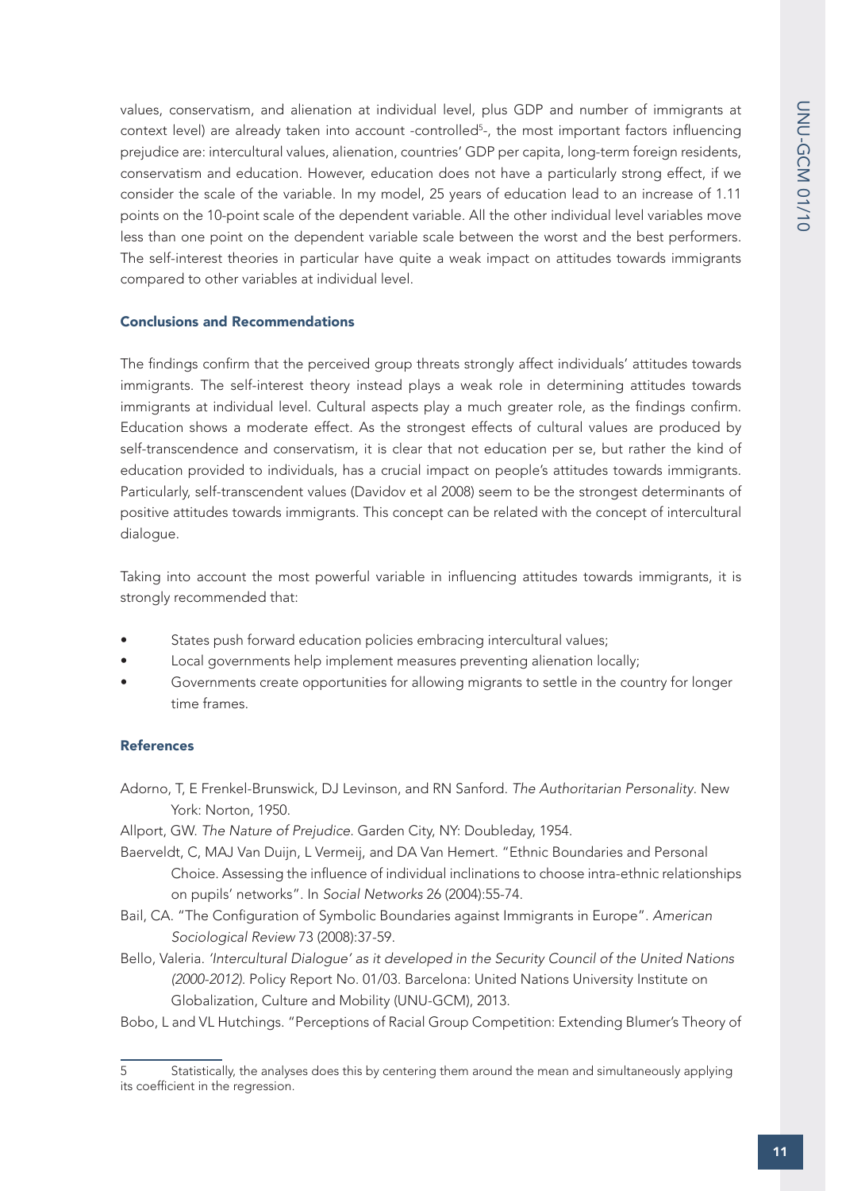values, conservatism, and alienation at individual level, plus GDP and number of immigrants at context level) are already taken into account -controlled[5]-, the most important factors influencing prejudice are: intercultural values, alienation, countries' GDP per capita, long-term foreign residents, conservatism and education. However, education does not have a particularly strong effect, if we consider the scale of the variable. In my model, 25 years of education lead to an increase of 1.11 points on the 10-point scale of the dependent variable. All the other individual level variables move less than one point on the dependent variable scale between the worst and the best performers. The self-interest theories in particular have quite a weak impact on attitudes towards immigrants compared to other variables at individual level.

### Conclusions and Recommendations

The findings confirm that the perceived group threats strongly affect individuals' attitudes towards immigrants. The self-interest theory instead plays a weak role in determining attitudes towards immigrants at individual level. Cultural aspects play a much greater role, as the findings confirm. Education shows a moderate effect. As the strongest effects of cultural values are produced by self-transcendence and conservatism, it is clear that not education per se, but rather the kind of education provided to individuals, has a crucial impact on people's attitudes towards immigrants. Particularly, self-transcendent values (Davidov et al 2008) seem to be the strongest determinants of positive attitudes towards immigrants. This concept can be related with the concept of intercultural dialogue.

Taking into account the most powerful variable in influencing attitudes towards immigrants, it is strongly recommended that:

- States push forward education policies embracing intercultural values;
- Local governments help implement measures preventing alienation locally;
- Governments create opportunities for allowing migrants to settle in the country for longer time frames.

### References

Adorno, T, E Frenkel-Brunswick, DJ Levinson, and RN Sanford. *The Authoritarian Personality*. New York: Norton, 1950.

Allport, GW. *The Nature of Prejudice*. Garden City, NY: Doubleday, 1954.

Baerveldt, C, MAJ Van Duijn, L Vermeij, and DA Van Hemert. "Ethnic Boundaries and Personal Choice. Assessing the influence of individual inclinations to choose intra-ethnic relationships on pupils' networks". In *Social Networks* 26 (2004):55-74.

Bail, CA. "The Configuration of Symbolic Boundaries against Immigrants in Europe". *American Sociological Review* 73 (2008):37-59.

Bello, Valeria. *'Intercultural Dialogue' as it developed in the Security Council of the United Nations (2000-2012)*. Policy Report No. 01/03. Barcelona: United Nations University Institute on Globalization, Culture and Mobility (UNU-GCM), 2013.

Bobo, L and VL Hutchings. "Perceptions of Racial Group Competition: Extending Blumer's Theory of

---

[5] Statistically, the analyses does this by centering them around the mean and simultaneously applying its coefficient in the regression.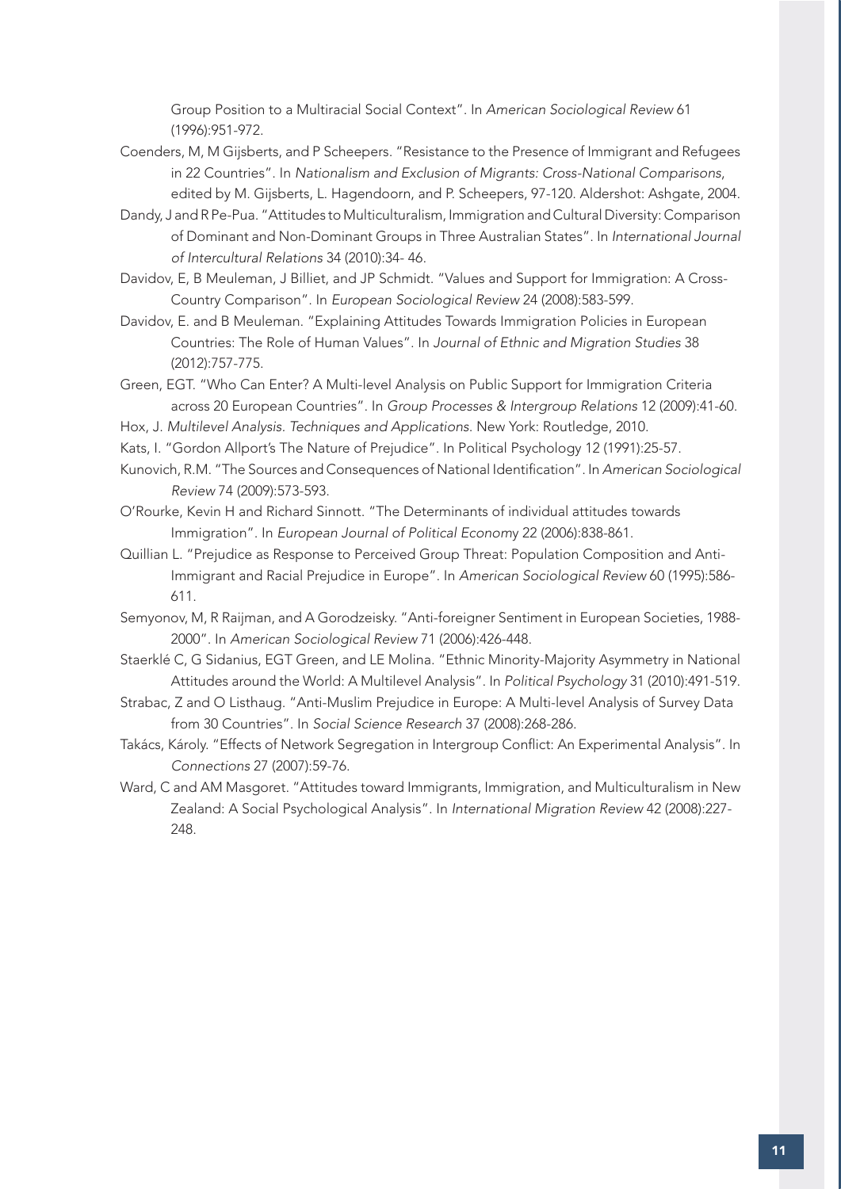Group Position to a Multiracial Social Context". In *American Sociological Review* 61 (1996):951-972.

Coenders, M, M Gijsberts, and P Scheepers. "Resistance to the Presence of Immigrant and Refugees in 22 Countries". In *Nationalism and Exclusion of Migrants: Cross-National Comparisons*, edited by M. Gijsberts, L. Hagendoorn, and P. Scheepers, 97-120. Aldershot: Ashgate, 2004.

Dandy, J and R Pe-Pua. "Attitudes to Multiculturalism, Immigration and Cultural Diversity: Comparison of Dominant and Non-Dominant Groups in Three Australian States". In *International Journal of Intercultural Relations* 34 (2010):34- 46.

Davidov, E, B Meuleman, J Billiet, and JP Schmidt. "Values and Support for Immigration: A Cross-Country Comparison". In *European Sociological Review* 24 (2008):583-599.

Davidov, E. and B Meuleman. "Explaining Attitudes Towards Immigration Policies in European Countries: The Role of Human Values". In *Journal of Ethnic and Migration Studies* 38 (2012):757-775.

Green, EGT. "Who Can Enter? A Multi-level Analysis on Public Support for Immigration Criteria across 20 European Countries". In *Group Processes & Intergroup Relations* 12 (2009):41-60.

Hox, J. *Multilevel Analysis. Techniques and Applications.* New York: Routledge, 2010.

Kats, I. "Gordon Allport's The Nature of Prejudice". In Political Psychology 12 (1991):25-57.

Kunovich, R.M. "The Sources and Consequences of National Identification". In *American Sociological Review* 74 (2009):573-593.

O'Rourke, Kevin H and Richard Sinnott. "The Determinants of individual attitudes towards Immigration". In *European Journal of Political Economy* 22 (2006):838-861.

Quillian L. "Prejudice as Response to Perceived Group Threat: Population Composition and Anti-Immigrant and Racial Prejudice in Europe". In *American Sociological Review* 60 (1995):586-611.

Semyonov, M, R Raijman, and A Gorodzeisky. "Anti-foreigner Sentiment in European Societies, 1988-2000". In *American Sociological Review* 71 (2006):426-448.

Staerklé C, G Sidanius, EGT Green, and LE Molina. "Ethnic Minority-Majority Asymmetry in National Attitudes around the World: A Multilevel Analysis". In *Political Psychology* 31 (2010):491-519.

Strabac, Z and O Listhaug. "Anti-Muslim Prejudice in Europe: A Multi-level Analysis of Survey Data from 30 Countries". In *Social Science Research* 37 (2008):268-286.

Takács, Károly. "Effects of Network Segregation in Intergroup Conflict: An Experimental Analysis". In *Connections* 27 (2007):59-76.

Ward, C and AM Masgoret. "Attitudes toward Immigrants, Immigration, and Multiculturalism in New Zealand: A Social Psychological Analysis". In *International Migration Review* 42 (2008):227-248.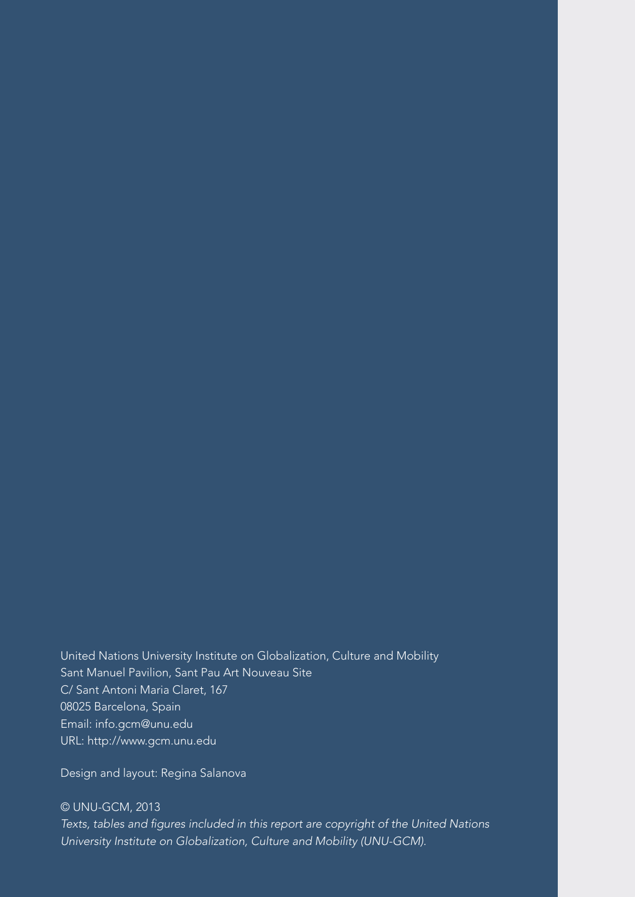United Nations University Institute on Globalization, Culture and Mobility
Sant Manuel Pavilion, Sant Pau Art Nouveau Site
C/ Sant Antoni Maria Claret, 167
08025 Barcelona, Spain
Email: info.gcm@unu.edu
URL: http://www.gcm.unu.edu

Design and layout: Regina Salanova

© UNU-GCM, 2013
*Texts, tables and figures included in this report are copyright of the United Nations University Institute on Globalization, Culture and Mobility (UNU-GCM).*